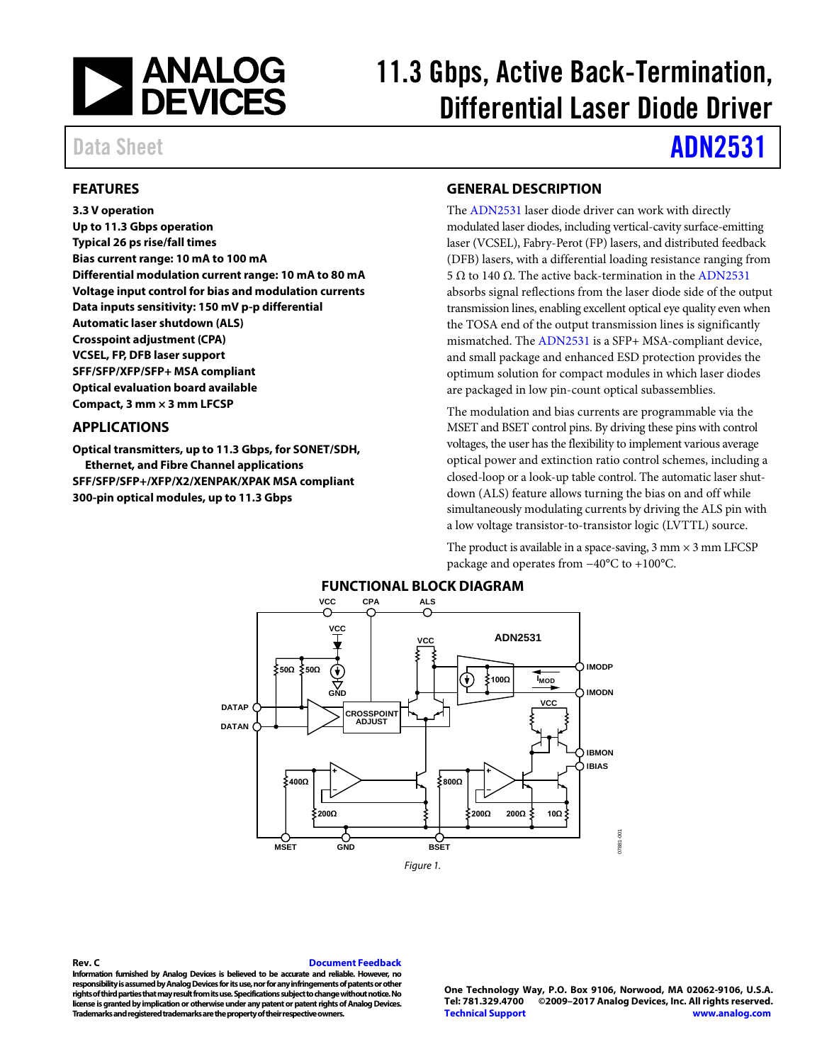# 11.3 Gbps, Active Back-Termination, Differential Laser Diode Driver

Data Sheet **ADN2531**

## FEATURES

**3.3 V operation**
**Up to 11.3 Gbps operation**
**Typical 26 ps rise/fall times**
**Bias current range: 10 mA to 100 mA**
**Differential modulation current range: 10 mA to 80 mA**
**Voltage input control for bias and modulation currents**
**Data inputs sensitivity: 150 mV p-p differential**
**Automatic laser shutdown (ALS)**
**Crosspoint adjustment (CPA)**
**VCSEL, FP, DFB laser support**
**SFF/SFP/XFP/SFP+ MSA compliant**
**Optical evaluation board available**
**Compact, 3 mm × 3 mm LFCSP**

## APPLICATIONS

**Optical transmitters, up to 11.3 Gbps, for SONET/SDH, Ethernet, and Fibre Channel applications**
**SFF/SFP/SFP+/XFP/X2/XENPAK/XPAK MSA compliant**
**300-pin optical modules, up to 11.3 Gbps**

## GENERAL DESCRIPTION

The ADN2531 laser diode driver can work with directly modulated laser diodes, including vertical-cavity surface-emitting laser (VCSEL), Fabry-Perot (FP) lasers, and distributed feedback (DFB) lasers, with a differential loading resistance ranging from 5 Ω to 140 Ω. The active back-termination in the ADN2531 absorbs signal reflections from the laser diode side of the output transmission lines, enabling excellent optical eye quality even when the TOSA end of the output transmission lines is significantly mismatched. The ADN2531 is a SFP+ MSA-compliant device, and small package and enhanced ESD protection provides the optimum solution for compact modules in which laser diodes are packaged in low pin-count optical subassemblies.

The modulation and bias currents are programmable via the MSET and BSET control pins. By driving these pins with control voltages, the user has the flexibility to implement various average optical power and extinction ratio control schemes, including a closed-loop or a look-up table control. The automatic laser shutdown (ALS) feature allows turning the bias on and off while simultaneously modulating currents by driving the ALS pin with a low voltage transistor-to-transistor logic (LVTTL) source.

The product is available in a space-saving, 3 mm × 3 mm LFCSP package and operates from −40°C to +100°C.

## FUNCTIONAL BLOCK DIAGRAM

Figure 1.

**Rev. C**

Information furnished by Analog Devices is believed to be accurate and reliable. However, no responsibility is assumed by Analog Devices for its use, nor for any infringements of patents or other rights of third parties that may result from its use. Specifications subject to change without notice. No license is granted by implication or otherwise under any patent or patent rights of Analog Devices. Trademarks and registered trademarks are the property of their respective owners.

One Technology Way, P.O. Box 9106, Norwood, MA 02062-9106, U.S.A.
Tel: 781.329.4700 ©2009–2017 Analog Devices, Inc. All rights reserved.
Technical Support www.analog.com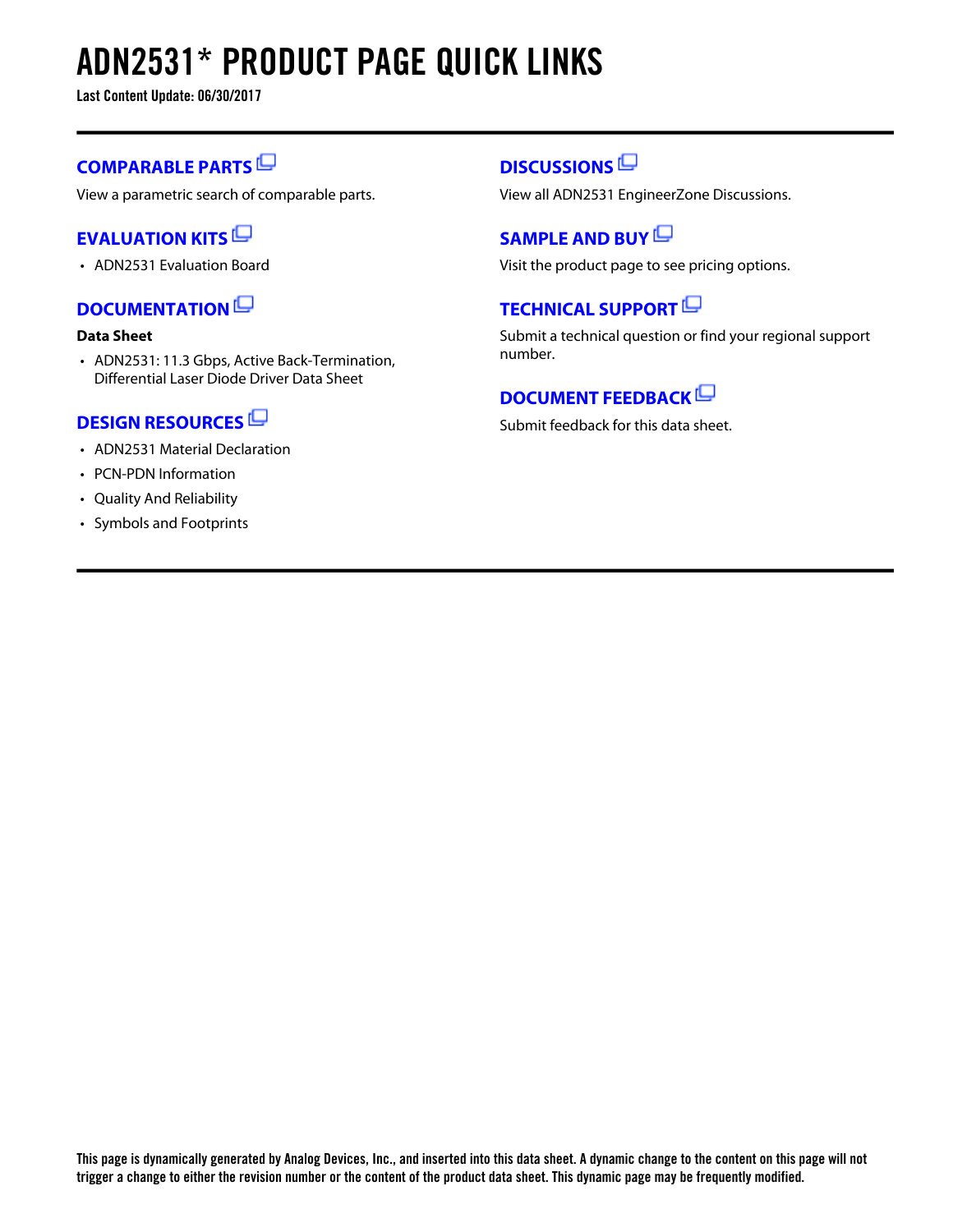# ADN2531* PRODUCT PAGE QUICK LINKS

**Last Content Update: 06/30/2017**

## COMPARABLE PARTS

View a parametric search of comparable parts.

## EVALUATION KITS

- ADN2531 Evaluation Board

## DOCUMENTATION

**Data Sheet**

- ADN2531: 11.3 Gbps, Active Back-Termination, Differential Laser Diode Driver Data Sheet

## DESIGN RESOURCES

- ADN2531 Material Declaration
- PCN-PDN Information
- Quality And Reliability
- Symbols and Footprints

## DISCUSSIONS

View all ADN2531 EngineerZone Discussions.

## SAMPLE AND BUY

Visit the product page to see pricing options.

## TECHNICAL SUPPORT

Submit a technical question or find your regional support number.

## DOCUMENT FEEDBACK

Submit feedback for this data sheet.

**This page is dynamically generated by Analog Devices, Inc., and inserted into this data sheet. A dynamic change to the content on this page will not trigger a change to either the revision number or the content of the product data sheet. This dynamic page may be frequently modified.**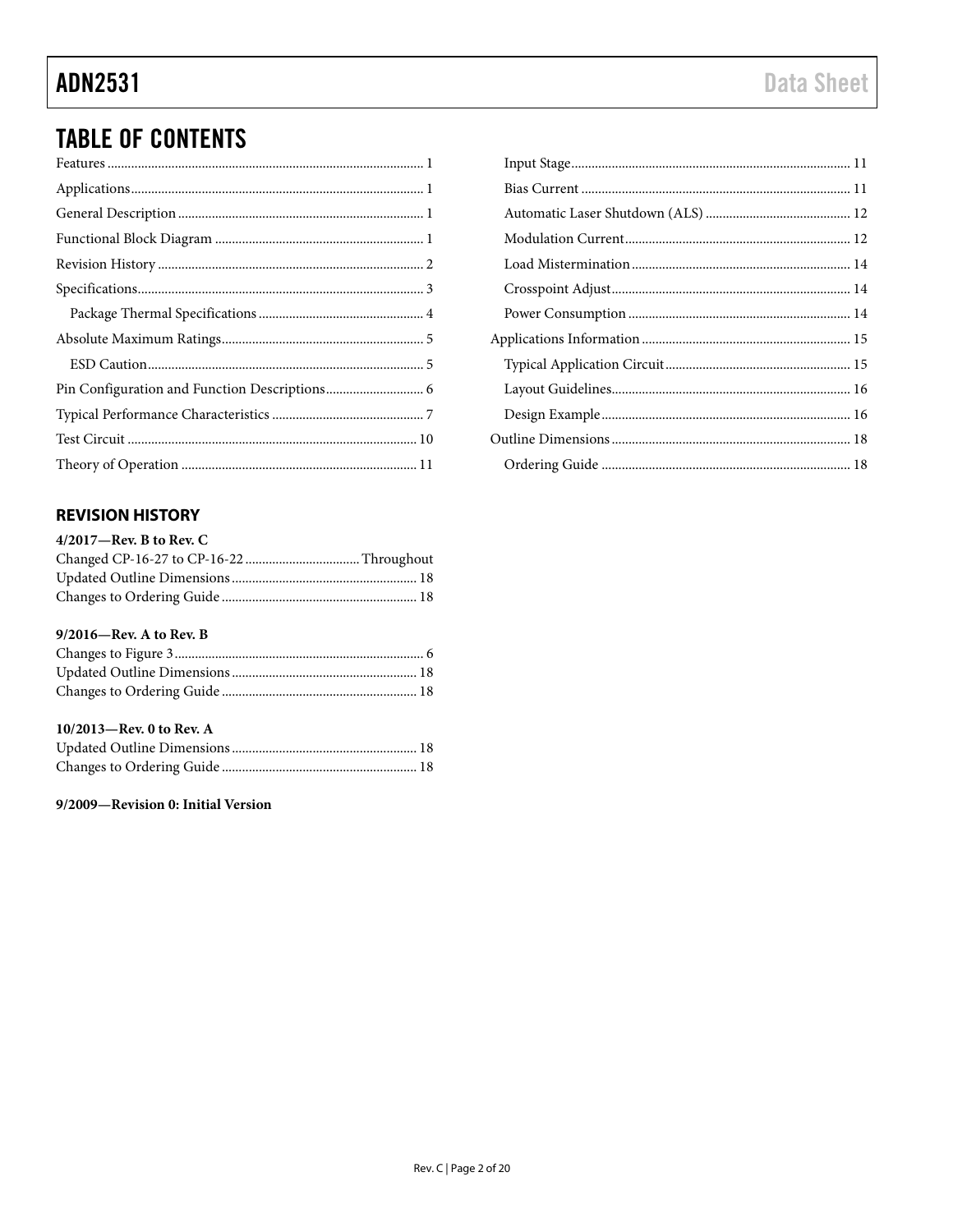# TABLE OF CONTENTS

Features ........................................................................................ 1
Applications.................................................................................... 1
General Description ...................................................................... 1
Functional Block Diagram ............................................................ 1
Revision History ............................................................................ 2
Specifications.................................................................................. 3
 Package Thermal Specifications ............................................... 4
Absolute Maximum Ratings.......................................................... 5
 ESD Caution................................................................................ 5
Pin Configuration and Function Descriptions............................ 6
Typical Performance Characteristics ........................................... 7
Test Circuit .................................................................................... 10
Theory of Operation .................................................................... 11
 Input Stage................................................................................. 11
 Bias Current .............................................................................. 11
 Automatic Laser Shutdown (ALS) .......................................... 12
 Modulation Current.................................................................. 12
 Load Mistermination................................................................ 14
 Crosspoint Adjust...................................................................... 14
 Power Consumption ................................................................. 14
Applications Information ............................................................ 15
 Typical Application Circuit...................................................... 15
 Layout Guidelines...................................................................... 16
 Design Example......................................................................... 16
Outline Dimensions ...................................................................... 18
 Ordering Guide ......................................................................... 18

## REVISION HISTORY

**4/2017—Rev. B to Rev. C**

Changed CP-16-27 to CP-16-22 ................................. Throughout
Updated Outline Dimensions ...................................................... 18
Changes to Ordering Guide ......................................................... 18

**9/2016—Rev. A to Rev. B**

Changes to Figure 3 ........................................................................ 6
Updated Outline Dimensions ...................................................... 18
Changes to Ordering Guide ......................................................... 18

**10/2013—Rev. 0 to Rev. A**

Updated Outline Dimensions ...................................................... 18
Changes to Ordering Guide ......................................................... 18

**9/2009—Revision 0: Initial Version**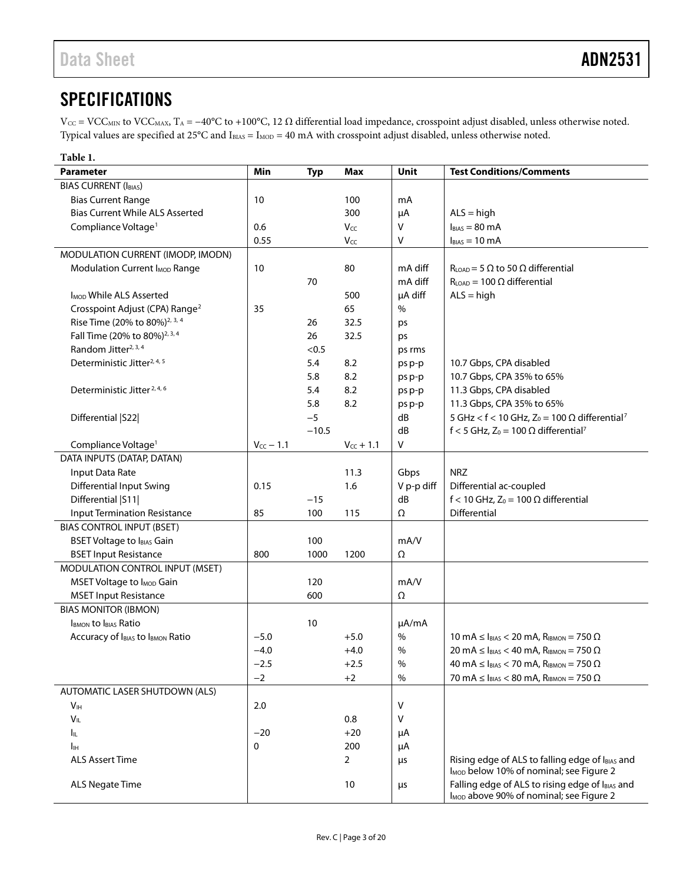## SPECIFICATIONS

$V_{CC}$ = $VCC_{MIN}$ to $VCC_{MAX}$, $T_A$ = −40°C to +100°C, 12 Ω differential load impedance, crosspoint adjust disabled, unless otherwise noted. Typical values are specified at 25°C and $I_{BIAS}$ = $I_{MOD}$ = 40 mA with crosspoint adjust disabled, unless otherwise noted.

**Table 1.**

| Parameter | Min | Typ | Max | Unit | Test Conditions/Comments |
|---|---|---|---|---|---|
| BIAS CURRENT ($I_{BIAS}$) | | | | | |
| Bias Current Range | 10 | | 100 | mA | |
| Bias Current While ALS Asserted | | | 300 | µA | ALS = high |
| Compliance Voltage[1] | 0.6 | | $V_{CC}$ | V | $I_{BIAS}$ = 80 mA |
| | 0.55 | | $V_{CC}$ | V | $I_{BIAS}$ = 10 mA |
| MODULATION CURRENT (IMODP, IMODN) | | | | | |
| Modulation Current $I_{MOD}$ Range | 10 | | 80 | mA diff | $R_{LOAD}$ = 5 Ω to 50 Ω differential |
| | | 70 | | mA diff | $R_{LOAD}$ = 100 Ω differential |
| $I_{MOD}$ While ALS Asserted | | | 500 | µA diff | ALS = high |
| Crosspoint Adjust (CPA) Range[2] | 35 | | 65 | % | |
| Rise Time (20% to 80%)[2, 3, 4] | | 26 | 32.5 | ps | |
| Fall Time (20% to 80%)[2, 3, 4] | | 26 | 32.5 | ps | |
| Random Jitter[2, 3, 4] | | <0.5 | | ps rms | |
| Deterministic Jitter[2, 4, 5] | | 5.4 | 8.2 | ps p-p | 10.7 Gbps, CPA disabled |
| | | 5.8 | 8.2 | ps p-p | 10.7 Gbps, CPA 35% to 65% |
| Deterministic Jitter[2, 4, 6] | | 5.4 | 8.2 | ps p-p | 11.3 Gbps, CPA disabled |
| | | 5.8 | 8.2 | ps p-p | 11.3 Gbps, CPA 35% to 65% |
| Differential \|S22\| | | −5 | | dB | 5 GHz < f < 10 GHz, $Z_0$ = 100 Ω differential[7] |
| | | −10.5 | | dB | f < 5 GHz, $Z_0$ = 100 Ω differential[7] |
| Compliance Voltage[1] | $V_{CC}$ − 1.1 | | $V_{CC}$ + 1.1 | V | |
| DATA INPUTS (DATAP, DATAN) | | | | | |
| Input Data Rate | | | 11.3 | Gbps | NRZ |
| Differential Input Swing | 0.15 | | 1.6 | V p-p diff | Differential ac-coupled |
| Differential \|S11\| | | −15 | | dB | f < 10 GHz, $Z_0$ = 100 Ω differential |
| Input Termination Resistance | 85 | 100 | 115 | Ω | Differential |
| BIAS CONTROL INPUT (BSET) | | | | | |
| BSET Voltage to $I_{BIAS}$ Gain | | 100 | | mA/V | |
| BSET Input Resistance | 800 | 1000 | 1200 | Ω | |
| MODULATION CONTROL INPUT (MSET) | | | | | |
| MSET Voltage to $I_{MOD}$ Gain | | 120 | | mA/V | |
| MSET Input Resistance | | 600 | | Ω | |
| BIAS MONITOR (IBMON) | | | | | |
| $I_{BMON}$ to $I_{BIAS}$ Ratio | | 10 | | µA/mA | |
| Accuracy of $I_{BIAS}$ to $I_{BMON}$ Ratio | −5.0 | | +5.0 | % | 10 mA ≤ $I_{BIAS}$ < 20 mA, $R_{IBMON}$ = 750 Ω |
| | −4.0 | | +4.0 | % | 20 mA ≤ $I_{BIAS}$ < 40 mA, $R_{IBMON}$ = 750 Ω |
| | −2.5 | | +2.5 | % | 40 mA ≤ $I_{BIAS}$ < 70 mA, $R_{IBMON}$ = 750 Ω |
| | −2 | | +2 | % | 70 mA ≤ $I_{BIAS}$ < 80 mA, $R_{IBMON}$ = 750 Ω |
| AUTOMATIC LASER SHUTDOWN (ALS) | | | | | |
| $V_{IH}$ | 2.0 | | | V | |
| $V_{IL}$ | | | 0.8 | V | |
| $I_{IL}$ | −20 | | +20 | µA | |
| $I_{IH}$ | 0 | | 200 | µA | |
| ALS Assert Time | | | 2 | µs | Rising edge of ALS to falling edge of $I_{BIAS}$ and $I_{MOD}$ below 10% of nominal; see Figure 2 |
| ALS Negate Time | | | 10 | µs | Falling edge of ALS to rising edge of $I_{BIAS}$ and $I_{MOD}$ above 90% of nominal; see Figure 2 |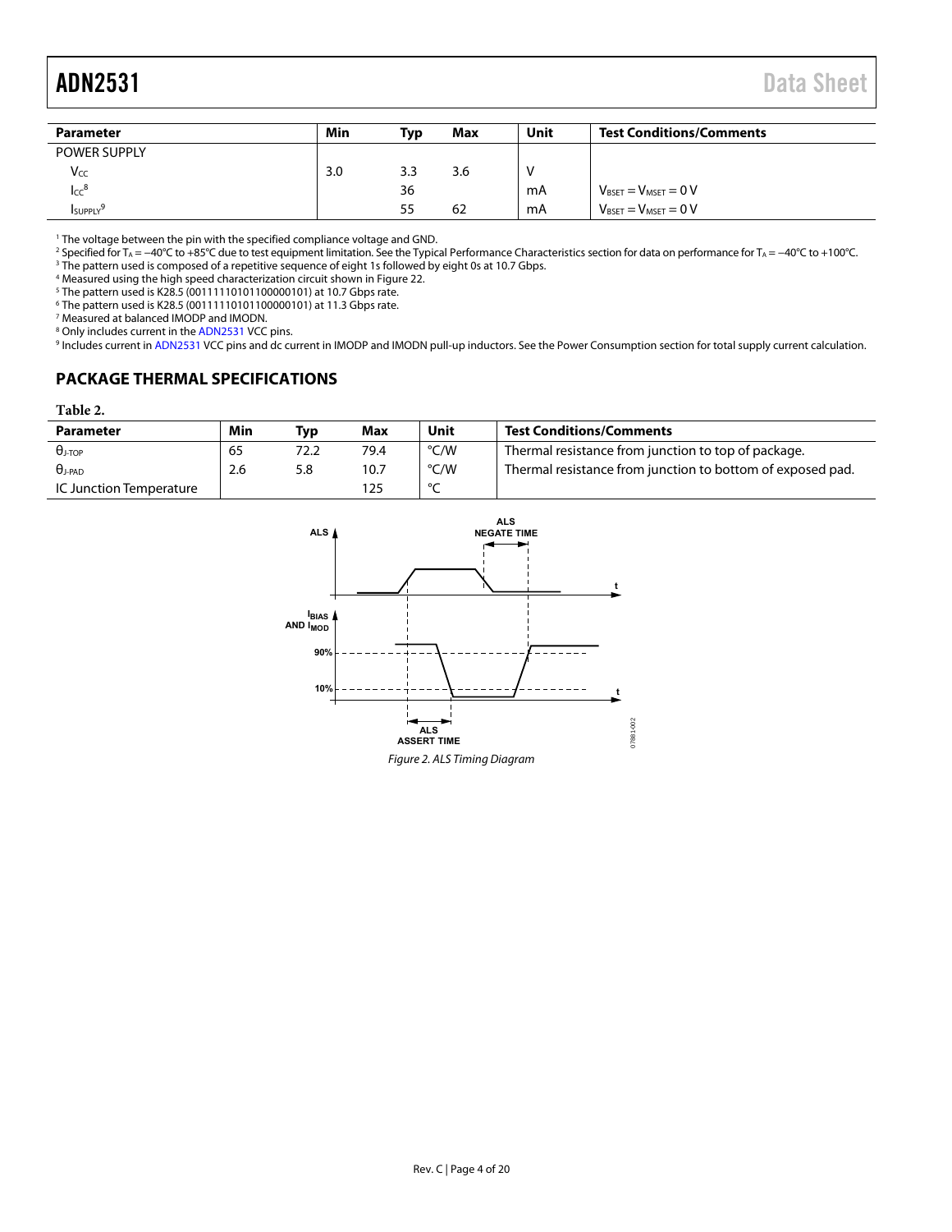| Parameter | Min | Typ | Max | Unit | Test Conditions/Comments |
|---|---|---|---|---|---|
| POWER SUPPLY | | | | | |
| $V_{CC}$ | 3.0 | 3.3 | 3.6 | V | |
| $I_{CC}$[8] | | 36 | | mA | $V_{BSET} = V_{MSET} = 0$ V |
| $I_{SUPPLY}$[9] | | 55 | 62 | mA | $V_{BSET} = V_{MSET} = 0$ V |

[1] The voltage between the pin with the specified compliance voltage and GND.
[2] Specified for $T_A = -40°C$ to $+85°C$ due to test equipment limitation. See the Typical Performance Characteristics section for data on performance for $T_A = -40°C$ to $+100°C$.
[3] The pattern used is composed of a repetitive sequence of eight 1s followed by eight 0s at 10.7 Gbps.
[4] Measured using the high speed characterization circuit shown in Figure 22.
[5] The pattern used is K28.5 (00111110101100000101) at 10.7 Gbps rate.
[6] The pattern used is K28.5 (00111110101100000101) at 11.3 Gbps rate.
[7] Measured at balanced IMODP and IMODN.
[8] Only includes current in the ADN2531 VCC pins.
[9] Includes current in ADN2531 VCC pins and dc current in IMODP and IMODN pull-up inductors. See the Power Consumption section for total supply current calculation.

## PACKAGE THERMAL SPECIFICATIONS

**Table 2.**

| Parameter | Min | Typ | Max | Unit | Test Conditions/Comments |
|---|---|---|---|---|---|
| $\theta_{J\text{-}TOP}$ | 65 | 72.2 | 79.4 | °C/W | Thermal resistance from junction to top of package. |
| $\theta_{J\text{-}PAD}$ | 2.6 | 5.8 | 10.7 | °C/W | Thermal resistance from junction to bottom of exposed pad. |
| IC Junction Temperature | | | 125 | °C | |

*Figure 2. ALS Timing Diagram*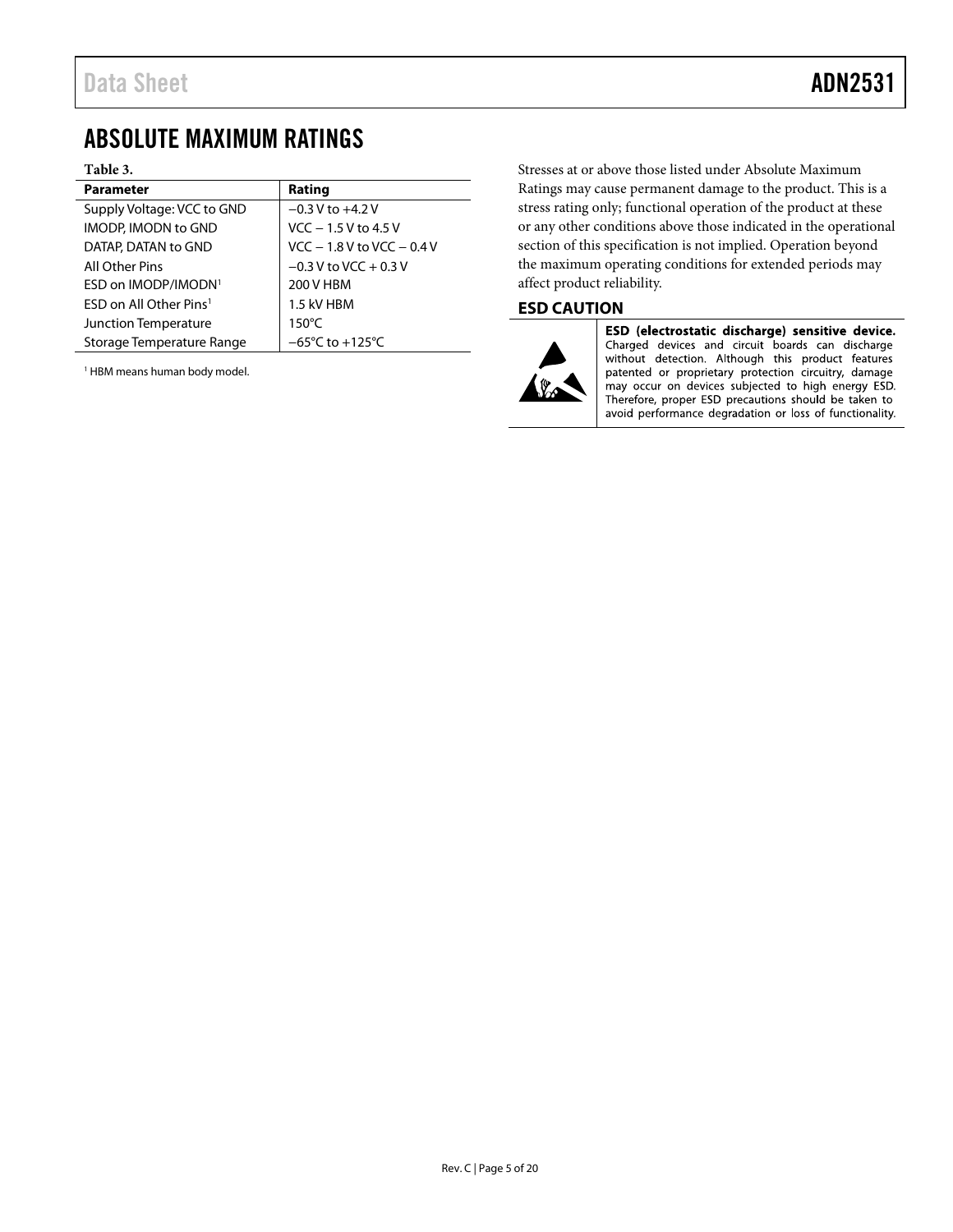## ABSOLUTE MAXIMUM RATINGS

**Table 3.**

| Parameter | Rating |
|---|---|
| Supply Voltage: VCC to GND | −0.3 V to +4.2 V |
| IMODP, IMODN to GND | VCC − 1.5 V to 4.5 V |
| DATAP, DATAN to GND | VCC − 1.8 V to VCC − 0.4 V |
| All Other Pins | −0.3 V to VCC + 0.3 V |
| ESD on IMODP/IMODN[1] | 200 V HBM |
| ESD on All Other Pins[1] | 1.5 kV HBM |
| Junction Temperature | 150°C |
| Storage Temperature Range | −65°C to +125°C |

[1] HBM means human body model.

Stresses at or above those listed under Absolute Maximum Ratings may cause permanent damage to the product. This is a stress rating only; functional operation of the product at these or any other conditions above those indicated in the operational section of this specification is not implied. Operation beyond the maximum operating conditions for extended periods may affect product reliability.

### ESD CAUTION

**ESD (electrostatic discharge) sensitive device.** Charged devices and circuit boards can discharge without detection. Although this product features patented or proprietary protection circuitry, damage may occur on devices subjected to high energy ESD. Therefore, proper ESD precautions should be taken to avoid performance degradation or loss of functionality.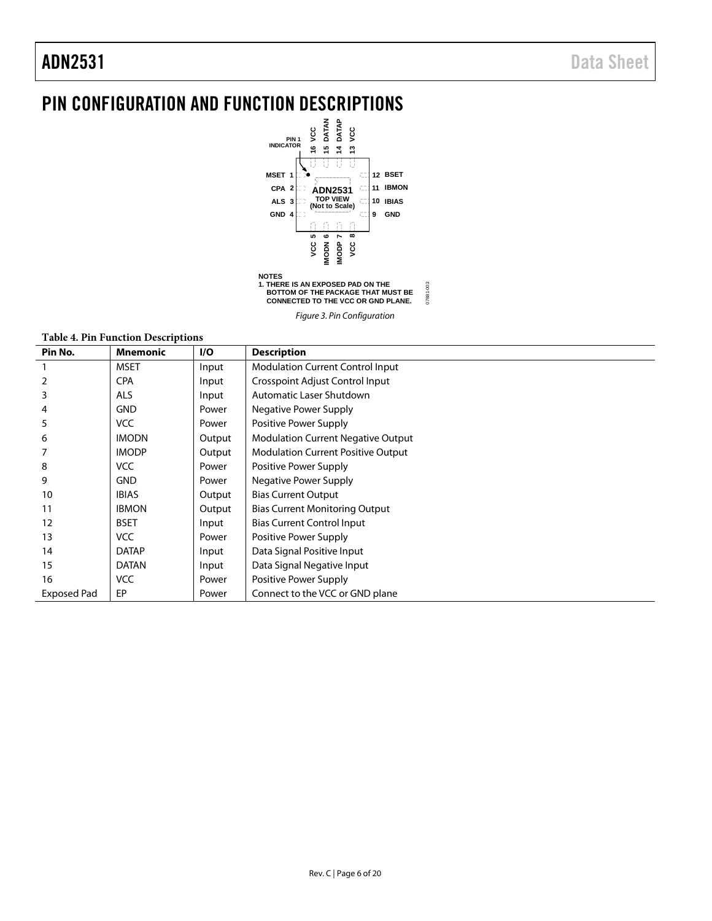# PIN CONFIGURATION AND FUNCTION DESCRIPTIONS

NOTES
1. THERE IS AN EXPOSED PAD ON THE BOTTOM OF THE PACKAGE THAT MUST BE CONNECTED TO THE VCC OR GND PLANE.

*Figure 3. Pin Configuration*

**Table 4. Pin Function Descriptions**

| Pin No. | Mnemonic | I/O | Description |
|---|---|---|---|
| 1 | MSET | Input | Modulation Current Control Input |
| 2 | CPA | Input | Crosspoint Adjust Control Input |
| 3 | ALS | Input | Automatic Laser Shutdown |
| 4 | GND | Power | Negative Power Supply |
| 5 | VCC | Power | Positive Power Supply |
| 6 | IMODN | Output | Modulation Current Negative Output |
| 7 | IMODP | Output | Modulation Current Positive Output |
| 8 | VCC | Power | Positive Power Supply |
| 9 | GND | Power | Negative Power Supply |
| 10 | IBIAS | Output | Bias Current Output |
| 11 | IBMON | Output | Bias Current Monitoring Output |
| 12 | BSET | Input | Bias Current Control Input |
| 13 | VCC | Power | Positive Power Supply |
| 14 | DATAP | Input | Data Signal Positive Input |
| 15 | DATAN | Input | Data Signal Negative Input |
| 16 | VCC | Power | Positive Power Supply |
| Exposed Pad | EP | Power | Connect to the VCC or GND plane |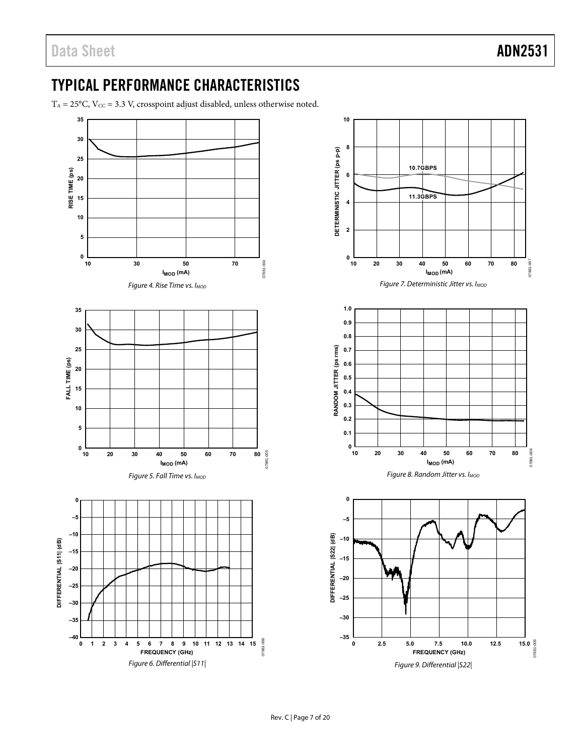## TYPICAL PERFORMANCE CHARACTERISTICS

$T_A$ = 25°C, $V_{CC}$ = 3.3 V, crosspoint adjust disabled, unless otherwise noted.

*Figure 4. Rise Time vs. $I_{MOD}$*

*Figure 5. Fall Time vs. $I_{MOD}$*

*Figure 6. Differential |S11|*

*Figure 7. Deterministic Jitter vs. $I_{MOD}$*

*Figure 8. Random Jitter vs. $I_{MOD}$*

*Figure 9. Differential |S22|*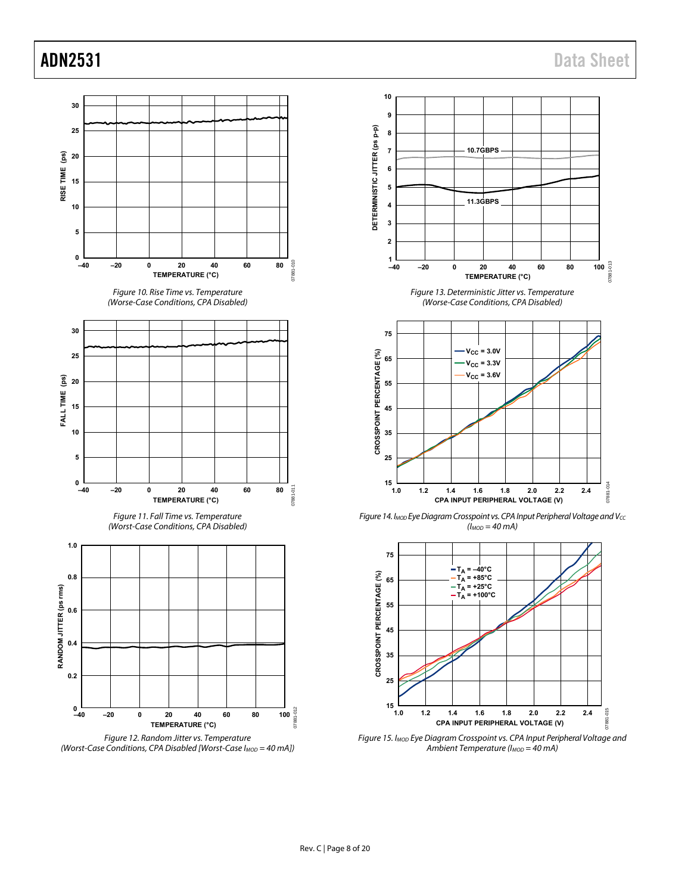Figure 10. Rise Time vs. Temperature (Worse-Case Conditions, CPA Disabled)

Figure 11. Fall Time vs. Temperature (Worst-Case Conditions, CPA Disabled)

Figure 12. Random Jitter vs. Temperature (Worst-Case Conditions, CPA Disabled [Worst-Case $I_{MOD}$ = 40 mA])

Figure 13. Deterministic Jitter vs. Temperature (Worse-Case Conditions, CPA Disabled)

Figure 14. $I_{MOD}$ Eye Diagram Crosspoint vs. CPA Input Peripheral Voltage and $V_{CC}$ ($I_{MOD}$ = 40 mA)

Figure 15. $I_{MOD}$ Eye Diagram Crosspoint vs. CPA Input Peripheral Voltage and Ambient Temperature ($I_{MOD}$ = 40 mA)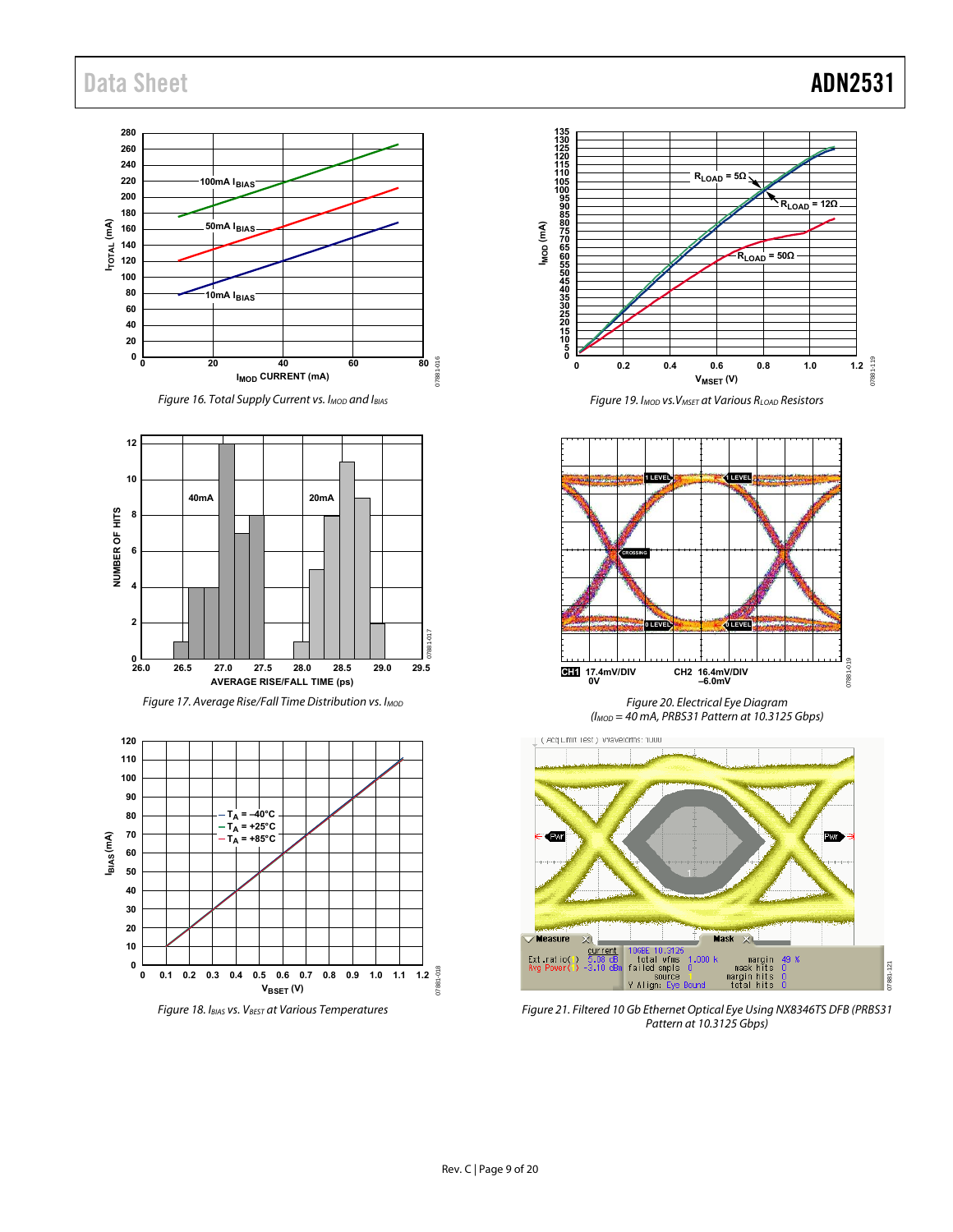Figure 16. Total Supply Current vs. $I_{MOD}$ and $I_{BIAS}$

Figure 17. Average Rise/Fall Time Distribution vs. $I_{MOD}$

Figure 18. $I_{BIAS}$ vs. $V_{BEST}$ at Various Temperatures

Figure 19. $I_{MOD}$ vs. $V_{MSET}$ at Various $R_{LOAD}$ Resistors

Figure 20. Electrical Eye Diagram ($I_{MOD}$ = 40 mA, PRBS31 Pattern at 10.3125 Gbps)

Figure 21. Filtered 10 Gb Ethernet Optical Eye Using NX8346TS DFB (PRBS31 Pattern at 10.3125 Gbps)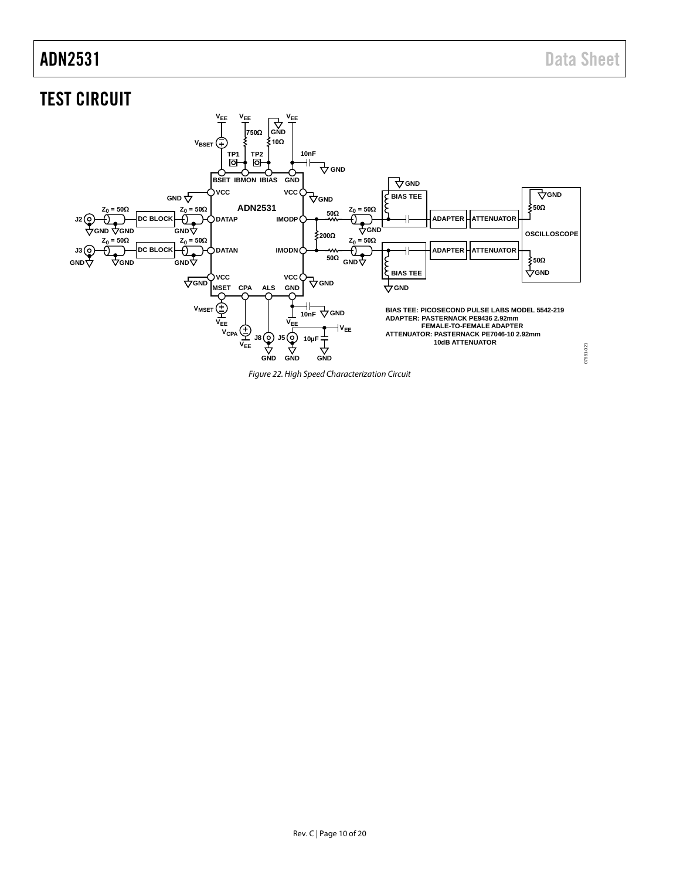## TEST CIRCUIT

BIAS TEE: PICOSECOND PULSE LABS MODEL 5542-219
ADAPTER: PASTERNACK PE9436 2.92mm FEMALE-TO-FEMALE ADAPTER
ATTENUATOR: PASTERNACK PE7046-10 2.92mm 10dB ATTENUATOR

*Figure 22. High Speed Characterization Circuit*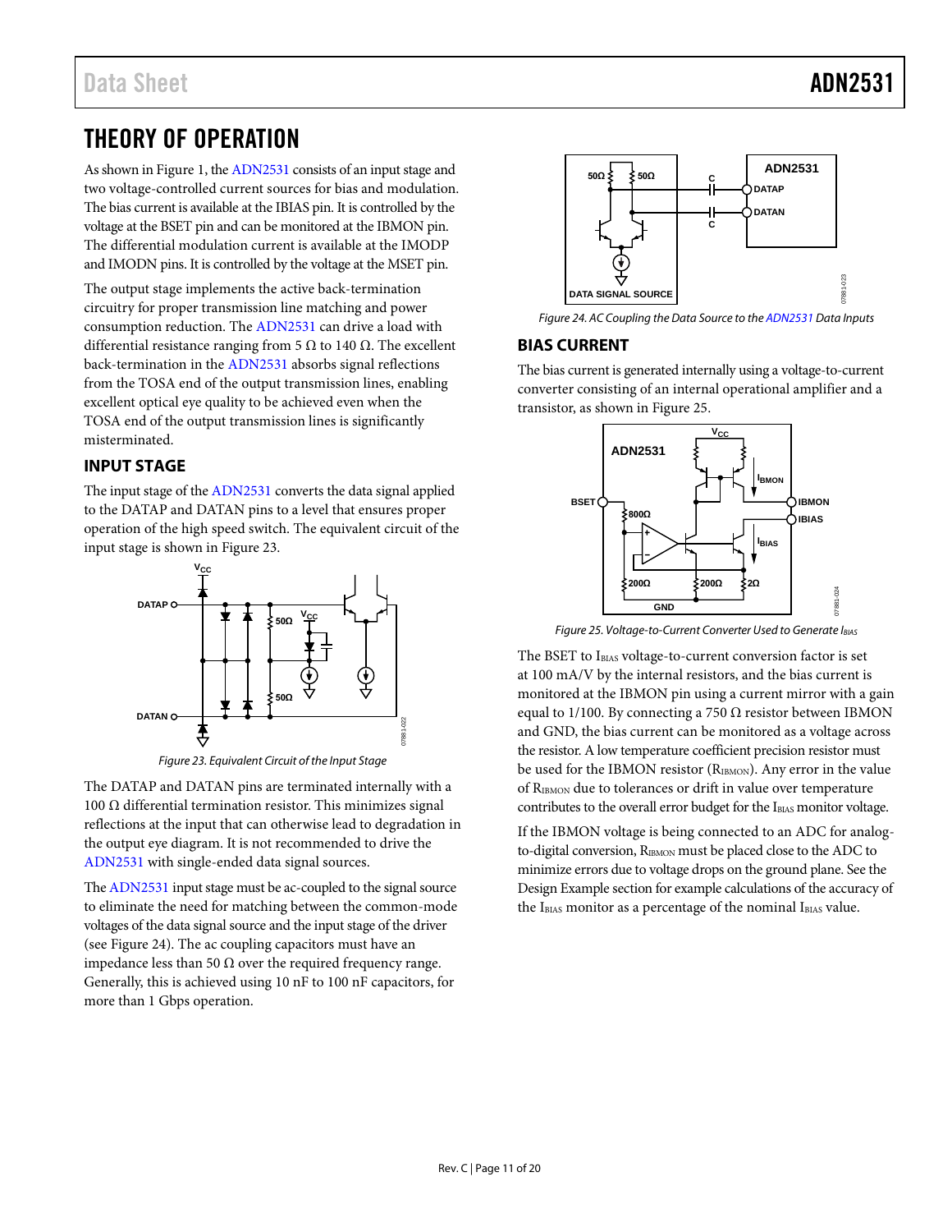# THEORY OF OPERATION

As shown in Figure 1, the ADN2531 consists of an input stage and two voltage-controlled current sources for bias and modulation. The bias current is available at the IBIAS pin. It is controlled by the voltage at the BSET pin and can be monitored at the IBMON pin. The differential modulation current is available at the IMODP and IMODN pins. It is controlled by the voltage at the MSET pin.

The output stage implements the active back-termination circuitry for proper transmission line matching and power consumption reduction. The ADN2531 can drive a load with differential resistance ranging from 5 Ω to 140 Ω. The excellent back-termination in the ADN2531 absorbs signal reflections from the TOSA end of the output transmission lines, enabling excellent optical eye quality to be achieved even when the TOSA end of the output transmission lines is significantly misterminated.

## INPUT STAGE

The input stage of the ADN2531 converts the data signal applied to the DATAP and DATAN pins to a level that ensures proper operation of the high speed switch. The equivalent circuit of the input stage is shown in Figure 23.

*Figure 23. Equivalent Circuit of the Input Stage*

The DATAP and DATAN pins are terminated internally with a 100 Ω differential termination resistor. This minimizes signal reflections at the input that can otherwise lead to degradation in the output eye diagram. It is not recommended to drive the ADN2531 with single-ended data signal sources.

The ADN2531 input stage must be ac-coupled to the signal source to eliminate the need for matching between the common-mode voltages of the data signal source and the input stage of the driver (see Figure 24). The ac coupling capacitors must have an impedance less than 50 Ω over the required frequency range. Generally, this is achieved using 10 nF to 100 nF capacitors, for more than 1 Gbps operation.

*Figure 24. AC Coupling the Data Source to the ADN2531 Data Inputs*

## BIAS CURRENT

The bias current is generated internally using a voltage-to-current converter consisting of an internal operational amplifier and a transistor, as shown in Figure 25.

*Figure 25. Voltage-to-Current Converter Used to Generate $I_{BIAS}$*

The BSET to $I_{BIAS}$ voltage-to-current conversion factor is set at 100 mA/V by the internal resistors, and the bias current is monitored at the IBMON pin using a current mirror with a gain equal to 1/100. By connecting a 750 Ω resistor between IBMON and GND, the bias current can be monitored as a voltage across the resistor. A low temperature coefficient precision resistor must be used for the IBMON resistor ($R_{IBMON}$). Any error in the value of $R_{IBMON}$ due to tolerances or drift in value over temperature contributes to the overall error budget for the $I_{BIAS}$ monitor voltage.

If the IBMON voltage is being connected to an ADC for analog-to-digital conversion, $R_{IBMON}$ must be placed close to the ADC to minimize errors due to voltage drops on the ground plane. See the Design Example section for example calculations of the accuracy of the $I_{BIAS}$ monitor as a percentage of the nominal $I_{BIAS}$ value.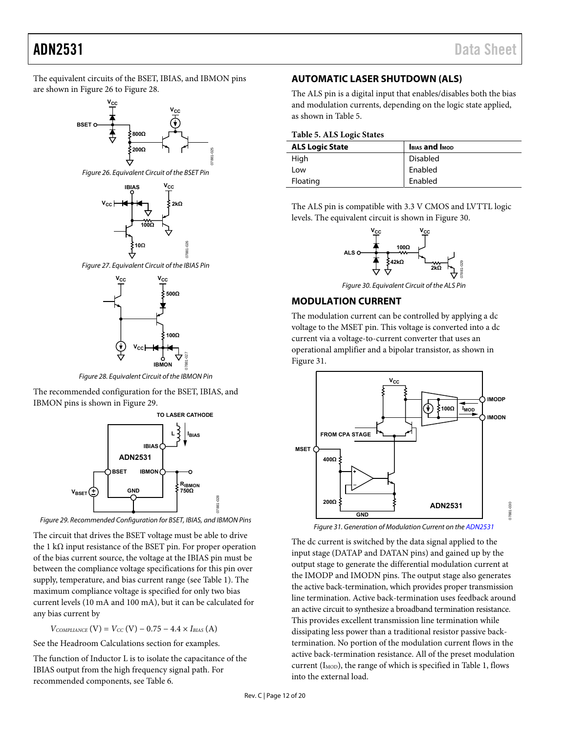The equivalent circuits of the BSET, IBIAS, and IBMON pins are shown in Figure 26 to Figure 28.

Figure 26. Equivalent Circuit of the BSET Pin

Figure 27. Equivalent Circuit of the IBIAS Pin

Figure 28. Equivalent Circuit of the IBMON Pin

The recommended configuration for the BSET, IBIAS, and IBMON pins is shown in Figure 29.

Figure 29. Recommended Configuration for BSET, IBIAS, and IBMON Pins

The circuit that drives the BSET voltage must be able to drive the 1 kΩ input resistance of the BSET pin. For proper operation of the bias current source, the voltage at the IBIAS pin must be between the compliance voltage specifications for this pin over supply, temperature, and bias current range (see Table 1). The maximum compliance voltage is specified for only two bias current levels (10 mA and 100 mA), but it can be calculated for any bias current by

$$V_{COMPLIANCE}\text{ (V)} = V_{CC}\text{ (V)} - 0.75 - 4.4 \times I_{BIAS}\text{ (A)}$$

See the Headroom Calculations section for examples.

The function of Inductor L is to isolate the capacitance of the IBIAS output from the high frequency signal path. For recommended components, see Table 6.

## AUTOMATIC LASER SHUTDOWN (ALS)

The ALS pin is a digital input that enables/disables both the bias and modulation currents, depending on the logic state applied, as shown in Table 5.

**Table 5. ALS Logic States**

| ALS Logic State | $I_{BIAS}$ and $I_{MOD}$ |
|---|---|
| High | Disabled |
| Low | Enabled |
| Floating | Enabled |

The ALS pin is compatible with 3.3 V CMOS and LVTTL logic levels. The equivalent circuit is shown in Figure 30.

Figure 30. Equivalent Circuit of the ALS Pin

## MODULATION CURRENT

The modulation current can be controlled by applying a dc voltage to the MSET pin. This voltage is converted into a dc current via a voltage-to-current converter that uses an operational amplifier and a bipolar transistor, as shown in Figure 31.

Figure 31. Generation of Modulation Current on the ADN2531

The dc current is switched by the data signal applied to the input stage (DATAP and DATAN pins) and gained up by the output stage to generate the differential modulation current at the IMODP and IMODN pins. The output stage also generates the active back-termination, which provides proper transmission line termination. Active back-termination uses feedback around an active circuit to synthesize a broadband termination resistance. This provides excellent transmission line termination while dissipating less power than a traditional resistor passive back-termination. No portion of the modulation current flows in the active back-termination resistance. All of the preset modulation current ($I_{MOD}$), the range of which is specified in Table 1, flows into the external load.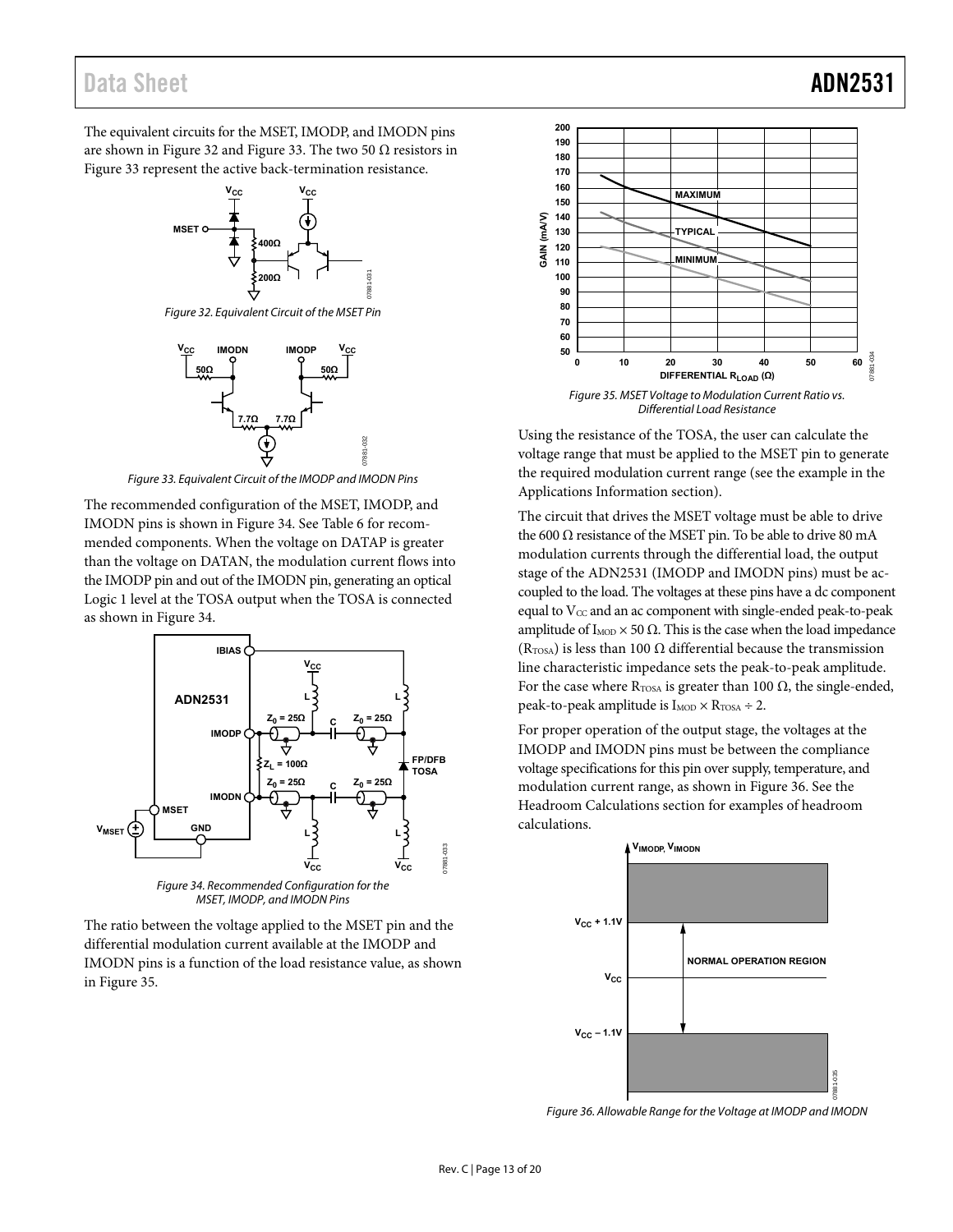The equivalent circuits for the MSET, IMODP, and IMODN pins are shown in Figure 32 and Figure 33. The two 50 Ω resistors in Figure 33 represent the active back-termination resistance.

Figure 32. Equivalent Circuit of the MSET Pin

Figure 33. Equivalent Circuit of the IMODP and IMODN Pins

The recommended configuration of the MSET, IMODP, and IMODN pins is shown in Figure 34. See Table 6 for recommended components. When the voltage on DATAP is greater than the voltage on DATAN, the modulation current flows into the IMODP pin and out of the IMODN pin, generating an optical Logic 1 level at the TOSA output when the TOSA is connected as shown in Figure 34.

Figure 34. Recommended Configuration for the MSET, IMODP, and IMODN Pins

The ratio between the voltage applied to the MSET pin and the differential modulation current available at the IMODP and IMODN pins is a function of the load resistance value, as shown in Figure 35.

Figure 35. MSET Voltage to Modulation Current Ratio vs. Differential Load Resistance

Using the resistance of the TOSA, the user can calculate the voltage range that must be applied to the MSET pin to generate the required modulation current range (see the example in the Applications Information section).

The circuit that drives the MSET voltage must be able to drive the 600 Ω resistance of the MSET pin. To be able to drive 80 mA modulation currents through the differential load, the output stage of the ADN2531 (IMODP and IMODN pins) must be ac-coupled to the load. The voltages at these pins have a dc component equal to $V_{CC}$ and an ac component with single-ended peak-to-peak amplitude of $I_{MOD} \times 50\ \Omega$. This is the case when the load impedance ($R_{TOSA}$) is less than 100 Ω differential because the transmission line characteristic impedance sets the peak-to-peak amplitude. For the case where $R_{TOSA}$ is greater than 100 Ω, the single-ended, peak-to-peak amplitude is $I_{MOD} \times R_{TOSA} \div 2$.

For proper operation of the output stage, the voltages at the IMODP and IMODN pins must be between the compliance voltage specifications for this pin over supply, temperature, and modulation current range, as shown in Figure 36. See the Headroom Calculations section for examples of headroom calculations.

Figure 36. Allowable Range for the Voltage at IMODP and IMODN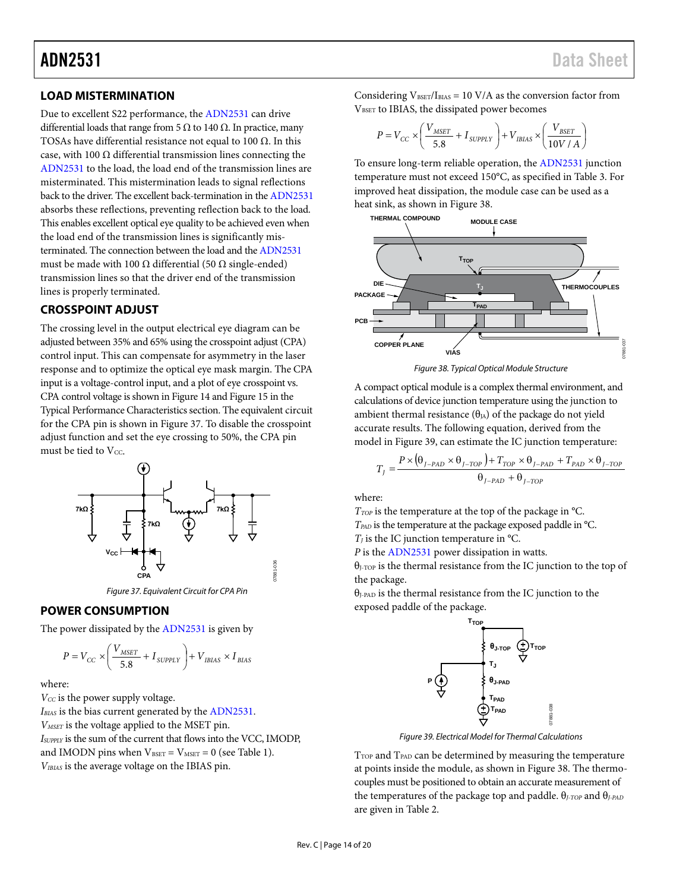## LOAD MISTERMINATION

Due to excellent S22 performance, the ADN2531 can drive differential loads that range from 5 Ω to 140 Ω. In practice, many TOSAs have differential resistance not equal to 100 Ω. In this case, with 100 Ω differential transmission lines connecting the ADN2531 to the load, the load end of the transmission lines are misterminated. This mistermination leads to signal reflections back to the driver. The excellent back-termination in the ADN2531 absorbs these reflections, preventing reflection back to the load. This enables excellent optical eye quality to be achieved even when the load end of the transmission lines is significantly mis-terminated. The connection between the load and the ADN2531 must be made with 100 Ω differential (50 Ω single-ended) transmission lines so that the driver end of the transmission lines is properly terminated.

## CROSSPOINT ADJUST

The crossing level in the output electrical eye diagram can be adjusted between 35% and 65% using the crosspoint adjust (CPA) control input. This can compensate for asymmetry in the laser response and to optimize the optical eye mask margin. The CPA input is a voltage-control input, and a plot of eye crosspoint vs. CPA control voltage is shown in Figure 14 and Figure 15 in the Typical Performance Characteristics section. The equivalent circuit for the CPA pin is shown in Figure 37. To disable the crosspoint adjust function and set the eye crossing to 50%, the CPA pin must be tied to $V_{CC}$.

Figure 37. Equivalent Circuit for CPA Pin

## POWER CONSUMPTION

The power dissipated by the ADN2531 is given by

$$P = V_{CC} \times \left(\frac{V_{MSET}}{5.8} + I_{SUPPLY}\right) + V_{IBIAS} \times I_{BIAS}$$

where:
$V_{CC}$ is the power supply voltage.
$I_{BIAS}$ is the bias current generated by the ADN2531.
$V_{MSET}$ is the voltage applied to the MSET pin.
$I_{SUPPLY}$ is the sum of the current that flows into the VCC, IMODP, and IMODN pins when $V_{BSET} = V_{MSET} = 0$ (see Table 1).
$V_{IBIAS}$ is the average voltage on the IBIAS pin.

Considering $V_{BSET}/I_{BIAS}$ = 10 V/A as the conversion factor from $V_{BSET}$ to IBIAS, the dissipated power becomes

$$P = V_{CC} \times \left(\frac{V_{MSET}}{5.8} + I_{SUPPLY}\right) + V_{IBIAS} \times \left(\frac{V_{BSET}}{10V/A}\right)$$

To ensure long-term reliable operation, the ADN2531 junction temperature must not exceed 150°C, as specified in Table 3. For improved heat dissipation, the module case can be used as a heat sink, as shown in Figure 38.

Figure 38. Typical Optical Module Structure

A compact optical module is a complex thermal environment, and calculations of device junction temperature using the junction to ambient thermal resistance ($\theta_{JA}$) of the package do not yield accurate results. The following equation, derived from the model in Figure 39, can estimate the IC junction temperature:

$$T_J = \frac{P \times (\theta_{J-PAD} \times \theta_{J-TOP}) + T_{TOP} \times \theta_{J-PAD} + T_{PAD} \times \theta_{J-TOP}}{\theta_{J-PAD} + \theta_{J-TOP}}$$

where:
$T_{TOP}$ is the temperature at the top of the package in °C.
$T_{PAD}$ is the temperature at the package exposed paddle in °C.
$T_J$ is the IC junction temperature in °C.
$P$ is the ADN2531 power dissipation in watts.
$\theta_{J-TOP}$ is the thermal resistance from the IC junction to the top of the package.
$\theta_{J-PAD}$ is the thermal resistance from the IC junction to the exposed paddle of the package.

Figure 39. Electrical Model for Thermal Calculations

$T_{TOP}$ and $T_{PAD}$ can be determined by measuring the temperature at points inside the module, as shown in Figure 38. The thermocouples must be positioned to obtain an accurate measurement of the temperatures of the package top and paddle. $\theta_{J-TOP}$ and $\theta_{J-PAD}$ are given in Table 2.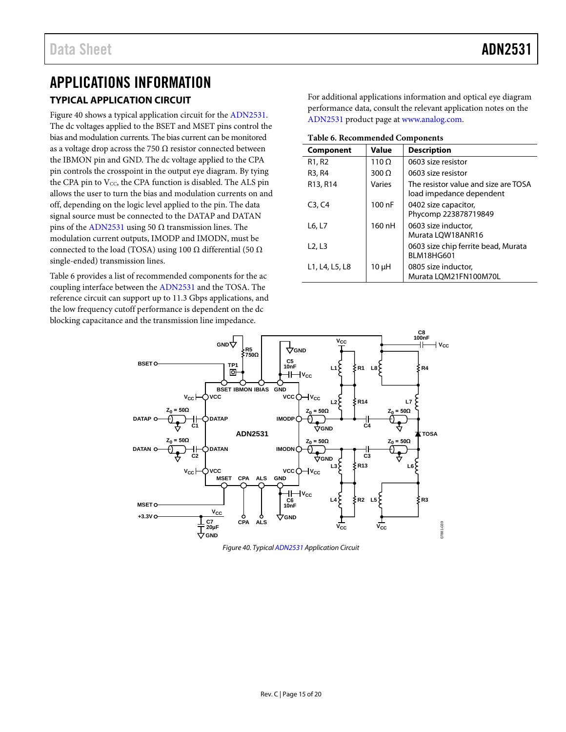# APPLICATIONS INFORMATION

## TYPICAL APPLICATION CIRCUIT

Figure 40 shows a typical application circuit for the ADN2531. The dc voltages applied to the BSET and MSET pins control the bias and modulation currents. The bias current can be monitored as a voltage drop across the 750 Ω resistor connected between the IBMON pin and GND. The dc voltage applied to the CPA pin controls the crosspoint in the output eye diagram. By tying the CPA pin to $V_{CC}$, the CPA function is disabled. The ALS pin allows the user to turn the bias and modulation currents on and off, depending on the logic level applied to the pin. The data signal source must be connected to the DATAP and DATAN pins of the ADN2531 using 50 Ω transmission lines. The modulation current outputs, IMODP and IMODN, must be connected to the load (TOSA) using 100 Ω differential (50 Ω single-ended) transmission lines.

Table 6 provides a list of recommended components for the ac coupling interface between the ADN2531 and the TOSA. The reference circuit can support up to 11.3 Gbps applications, and the low frequency cutoff performance is dependent on the dc blocking capacitance and the transmission line impedance.

For additional applications information and optical eye diagram performance data, consult the relevant application notes on the ADN2531 product page at www.analog.com.

**Table 6. Recommended Components**

| Component | Value | Description |
|---|---|---|
| R1, R2 | 110 Ω | 0603 size resistor |
| R3, R4 | 300 Ω | 0603 size resistor |
| R13, R14 | Varies | The resistor value and size are TOSA load impedance dependent |
| C3, C4 | 100 nF | 0402 size capacitor, Phycomp 223878719849 |
| L6, L7 | 160 nH | 0603 size inductor, Murata LQW18ANR16 |
| L2, L3 | | 0603 size chip ferrite bead, Murata BLM18HG601 |
| L1, L4, L5, L8 | 10 µH | 0805 size inductor, Murata LQM21FN100M70L |

*Figure 40. Typical ADN2531 Application Circuit*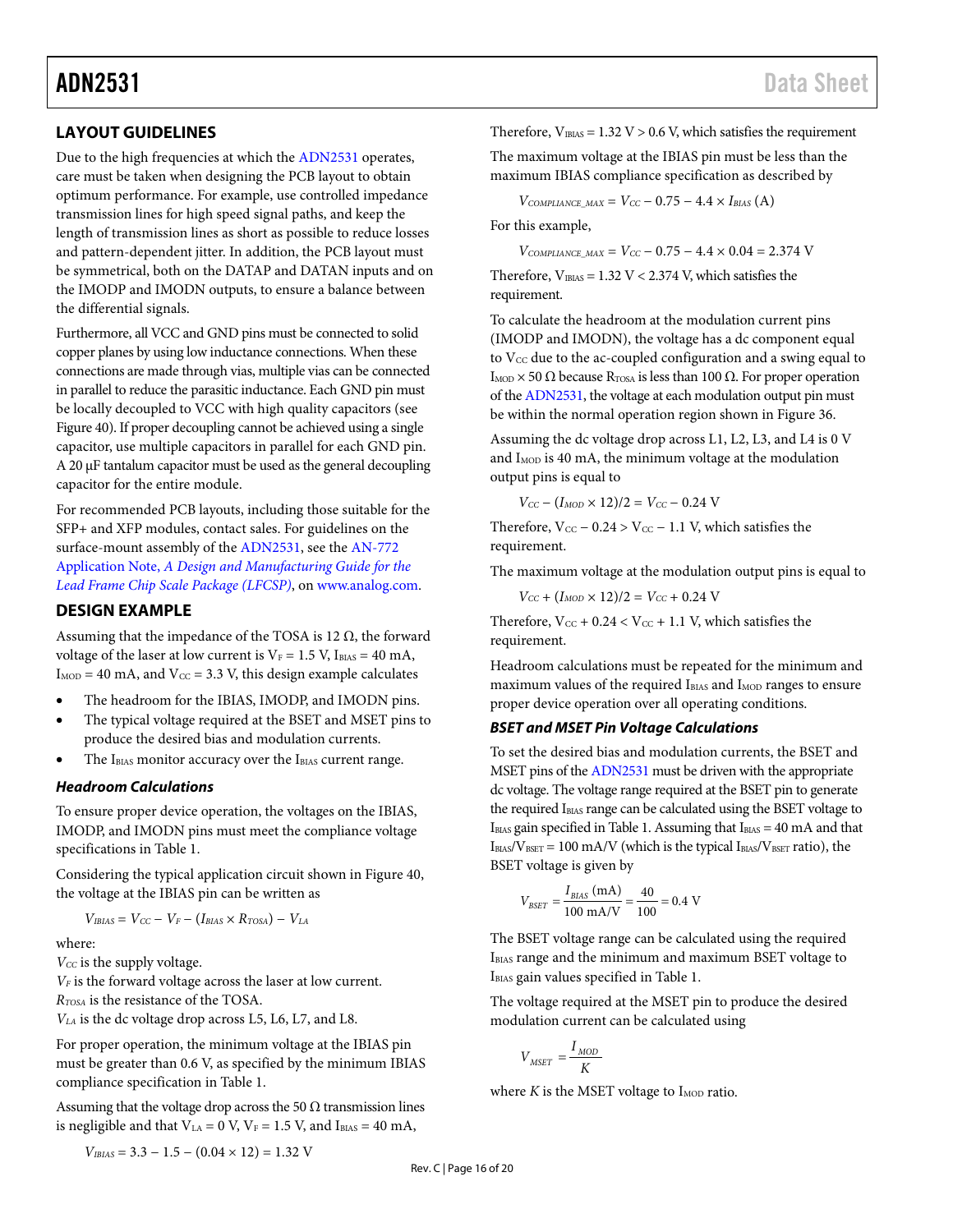## LAYOUT GUIDELINES

Due to the high frequencies at which the ADN2531 operates, care must be taken when designing the PCB layout to obtain optimum performance. For example, use controlled impedance transmission lines for high speed signal paths, and keep the length of transmission lines as short as possible to reduce losses and pattern-dependent jitter. In addition, the PCB layout must be symmetrical, both on the DATAP and DATAN inputs and on the IMODP and IMODN outputs, to ensure a balance between the differential signals.

Furthermore, all VCC and GND pins must be connected to solid copper planes by using low inductance connections. When these connections are made through vias, multiple vias can be connected in parallel to reduce the parasitic inductance. Each GND pin must be locally decoupled to VCC with high quality capacitors (see Figure 40). If proper decoupling cannot be achieved using a single capacitor, use multiple capacitors in parallel for each GND pin. A 20 µF tantalum capacitor must be used as the general decoupling capacitor for the entire module.

For recommended PCB layouts, including those suitable for the SFP+ and XFP modules, contact sales. For guidelines on the surface-mount assembly of the ADN2531, see the AN-772 Application Note, *A Design and Manufacturing Guide for the Lead Frame Chip Scale Package (LFCSP)*, on www.analog.com.

## DESIGN EXAMPLE

Assuming that the impedance of the TOSA is 12 Ω, the forward voltage of the laser at low current is $V_F = 1.5$ V, $I_{BIAS} = 40$ mA, $I_{MOD} = 40$ mA, and $V_{CC} = 3.3$ V, this design example calculates

- The headroom for the IBIAS, IMODP, and IMODN pins.
- The typical voltage required at the BSET and MSET pins to produce the desired bias and modulation currents.
- The $I_{BIAS}$ monitor accuracy over the $I_{BIAS}$ current range.

### Headroom Calculations

To ensure proper device operation, the voltages on the IBIAS, IMODP, and IMODN pins must meet the compliance voltage specifications in Table 1.

Considering the typical application circuit shown in Figure 40, the voltage at the IBIAS pin can be written as

$$V_{IBIAS} = V_{CC} - V_F - (I_{BIAS} \times R_{TOSA}) - V_{LA}$$

where:
$V_{CC}$ is the supply voltage.
$V_F$ is the forward voltage across the laser at low current.
$R_{TOSA}$ is the resistance of the TOSA.
$V_{LA}$ is the dc voltage drop across L5, L6, L7, and L8.

For proper operation, the minimum voltage at the IBIAS pin must be greater than 0.6 V, as specified by the minimum IBIAS compliance specification in Table 1.

Assuming that the voltage drop across the 50 Ω transmission lines is negligible and that $V_{LA} = 0$ V, $V_F = 1.5$ V, and $I_{BIAS} = 40$ mA,

$$V_{IBIAS} = 3.3 - 1.5 - (0.04 \times 12) = 1.32 \text{ V}$$

Therefore, $V_{IBIAS} = 1.32 \text{ V} > 0.6$ V, which satisfies the requirement

The maximum voltage at the IBIAS pin must be less than the maximum IBIAS compliance specification as described by

$$V_{COMPLIANCE\_MAX} = V_{CC} - 0.75 - 4.4 \times I_{BIAS} \text{ (A)}$$

For this example,

$$V_{COMPLIANCE\_MAX} = V_{CC} - 0.75 - 4.4 \times 0.04 = 2.374 \text{ V}$$

Therefore, $V_{IBIAS} = 1.32 \text{ V} < 2.374$ V, which satisfies the requirement.

To calculate the headroom at the modulation current pins (IMODP and IMODN), the voltage has a dc component equal to $V_{CC}$ due to the ac-coupled configuration and a swing equal to $I_{MOD} \times 50$ Ω because $R_{TOSA}$ is less than 100 Ω. For proper operation of the ADN2531, the voltage at each modulation output pin must be within the normal operation region shown in Figure 36.

Assuming the dc voltage drop across L1, L2, L3, and L4 is 0 V and $I_{MOD}$ is 40 mA, the minimum voltage at the modulation output pins is equal to

$$V_{CC} - (I_{MOD} \times 12)/2 = V_{CC} - 0.24 \text{ V}$$

Therefore, $V_{CC} - 0.24 > V_{CC} - 1.1$ V, which satisfies the requirement.

The maximum voltage at the modulation output pins is equal to

$$V_{CC} + (I_{MOD} \times 12)/2 = V_{CC} + 0.24 \text{ V}$$

Therefore, $V_{CC} + 0.24 < V_{CC} + 1.1$ V, which satisfies the requirement.

Headroom calculations must be repeated for the minimum and maximum values of the required $I_{BIAS}$ and $I_{MOD}$ ranges to ensure proper device operation over all operating conditions.

### BSET and MSET Pin Voltage Calculations

To set the desired bias and modulation currents, the BSET and MSET pins of the ADN2531 must be driven with the appropriate dc voltage. The voltage range required at the BSET pin to generate the required $I_{BIAS}$ range can be calculated using the BSET voltage to $I_{BIAS}$ gain specified in Table 1. Assuming that $I_{BIAS} = 40$ mA and that $I_{BIAS}/V_{BSET} = 100$ mA/V (which is the typical $I_{BIAS}/V_{BSET}$ ratio), the BSET voltage is given by

$$V_{BSET} = \frac{I_{BIAS}\text{ (mA)}}{100 \text{ mA/V}} = \frac{40}{100} = 0.4 \text{ V}$$

The BSET voltage range can be calculated using the required $I_{BIAS}$ range and the minimum and maximum BSET voltage to $I_{BIAS}$ gain values specified in Table 1.

The voltage required at the MSET pin to produce the desired modulation current can be calculated using

$$V_{MSET} = \frac{I_{MOD}}{K}$$

where $K$ is the MSET voltage to $I_{MOD}$ ratio.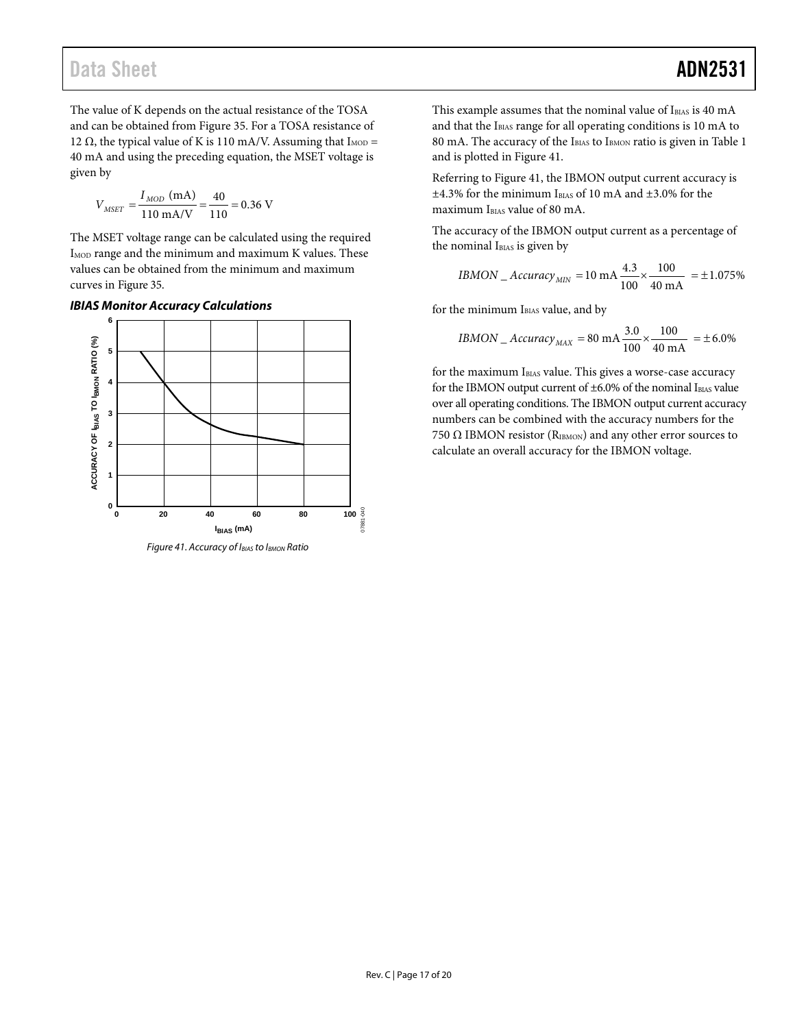The value of K depends on the actual resistance of the TOSA and can be obtained from Figure 35. For a TOSA resistance of 12 Ω, the typical value of K is 110 mA/V. Assuming that $I_{MOD}$ = 40 mA and using the preceding equation, the MSET voltage is given by

$$V_{MSET} = \frac{I_{MOD}\ (\text{mA})}{110\ \text{mA/V}} = \frac{40}{110} = 0.36\ \text{V}$$

The MSET voltage range can be calculated using the required $I_{MOD}$ range and the minimum and maximum K values. These values can be obtained from the minimum and maximum curves in Figure 35.

### *IBIAS Monitor Accuracy Calculations*

*Figure 41. Accuracy of $I_{BIAS}$ to $I_{BMON}$ Ratio*

This example assumes that the nominal value of $I_{BIAS}$ is 40 mA and that the $I_{BIAS}$ range for all operating conditions is 10 mA to 80 mA. The accuracy of the $I_{BIAS}$ to $I_{BMON}$ ratio is given in Table 1 and is plotted in Figure 41.

Referring to Figure 41, the IBMON output current accuracy is ±4.3% for the minimum $I_{BIAS}$ of 10 mA and ±3.0% for the maximum $I_{BIAS}$ value of 80 mA.

The accuracy of the IBMON output current as a percentage of the nominal $I_{BIAS}$ is given by

$$IBMON\_Accuracy_{MIN} = 10\ \text{mA}\,\frac{4.3}{100} \times \frac{100}{40\ \text{mA}} = \pm 1.075\%$$

for the minimum $I_{BIAS}$ value, and by

$$IBMON\_Accuracy_{MAX} = 80\ \text{mA}\,\frac{3.0}{100} \times \frac{100}{40\ \text{mA}} = \pm 6.0\%$$

for the maximum $I_{BIAS}$ value. This gives a worse-case accuracy for the IBMON output current of ±6.0% of the nominal $I_{BIAS}$ value over all operating conditions. The IBMON output current accuracy numbers can be combined with the accuracy numbers for the 750 Ω IBMON resistor ($R_{IBMON}$) and any other error sources to calculate an overall accuracy for the IBMON voltage.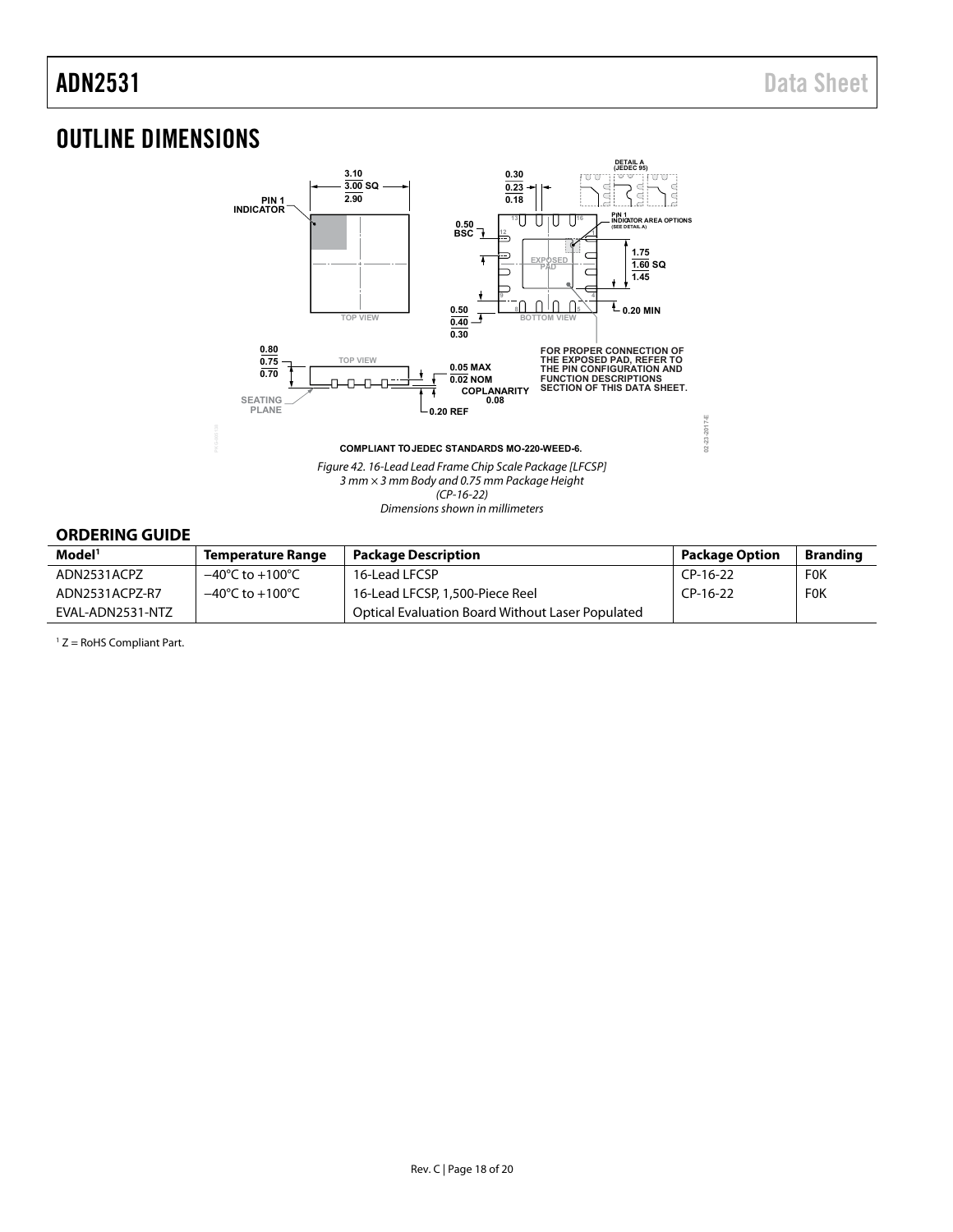# OUTLINE DIMENSIONS

COMPLIANT TO JEDEC STANDARDS MO-220-WEED-6.

*Figure 42. 16-Lead Lead Frame Chip Scale Package [LFCSP]*
*3 mm × 3 mm Body and 0.75 mm Package Height*
*(CP-16-22)*
*Dimensions shown in millimeters*

## ORDERING GUIDE

| Model[1] | Temperature Range | Package Description | Package Option | Branding |
|---|---|---|---|---|
| ADN2531ACPZ | −40°C to +100°C | 16-Lead LFCSP | CP-16-22 | F0K |
| ADN2531ACPZ-R7 | −40°C to +100°C | 16-Lead LFCSP, 1,500-Piece Reel | CP-16-22 | F0K |
| EVAL-ADN2531-NTZ | | Optical Evaluation Board Without Laser Populated | | |

[1] Z = RoHS Compliant Part.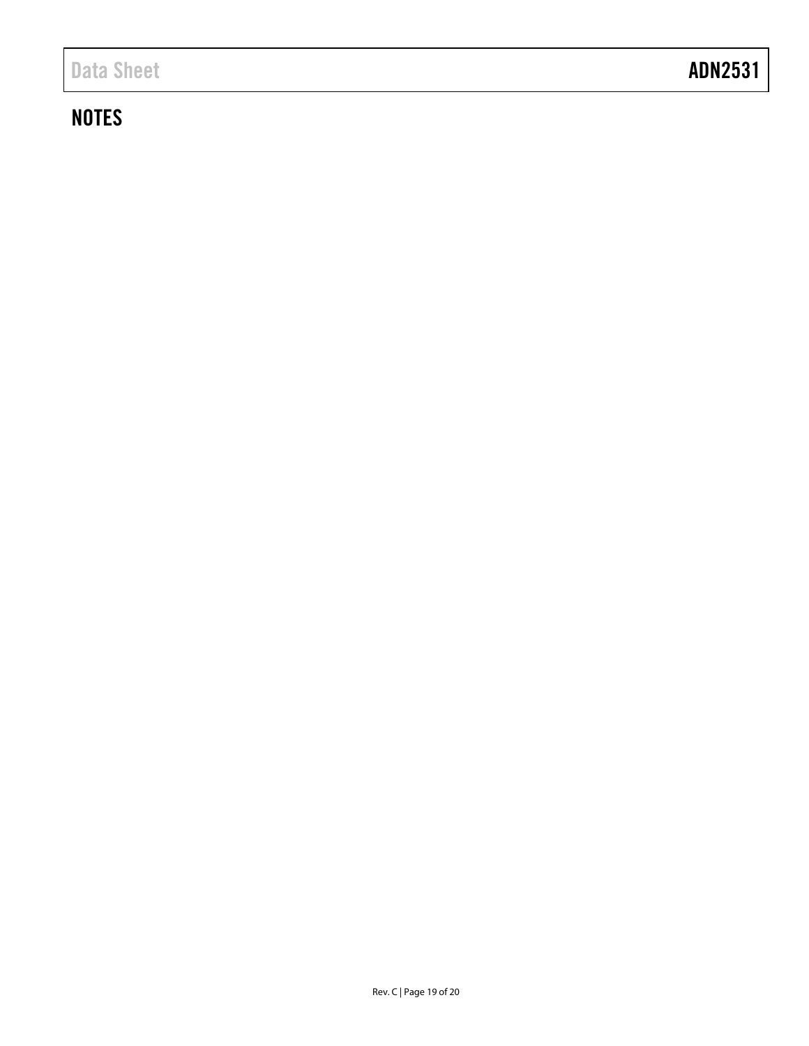## NOTES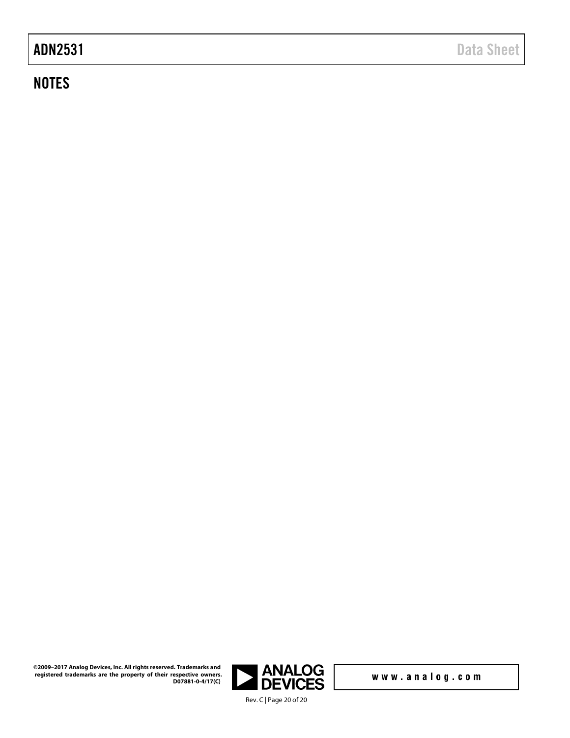## NOTES

©2009–2017 Analog Devices, Inc. All rights reserved. Trademarks and registered trademarks are the property of their respective owners.
D07881-0-4/17(C)

www.analog.com